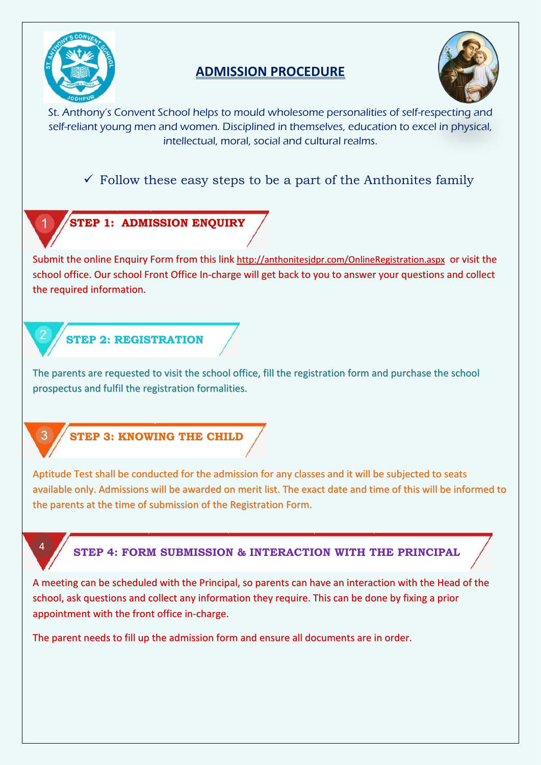# ADMISSION PROCEDURE

St. Anthony's Convent School helps to mould wholesome personalities of self-respecting and self-reliant young men and women. Disciplined in themselves, education to excel in physical, intellectual, moral, social and cultural realms.

✓ Follow these easy steps to be a part of the Anthonites family

## 1 STEP 1: ADMISSION ENQUIRY

Submit the online Enquiry Form from this link http://anthonitesjdpr.com/OnlineRegistration.aspx or visit the school office. Our school Front Office In-charge will get back to you to answer your questions and collect the required information.

## 2 STEP 2: REGISTRATION

The parents are requested to visit the school office, fill the registration form and purchase the school prospectus and fulfil the registration formalities.

## 3 STEP 3: KNOWING THE CHILD

Aptitude Test shall be conducted for the admission for any classes and it will be subjected to seats available only. Admissions will be awarded on merit list. The exact date and time of this will be informed to the parents at the time of submission of the Registration Form.

## 4 STEP 4: FORM SUBMISSION & INTERACTION WITH THE PRINCIPAL

A meeting can be scheduled with the Principal, so parents can have an interaction with the Head of the school, ask questions and collect any information they require. This can be done by fixing a prior appointment with the front office in-charge.

The parent needs to fill up the admission form and ensure all documents are in order.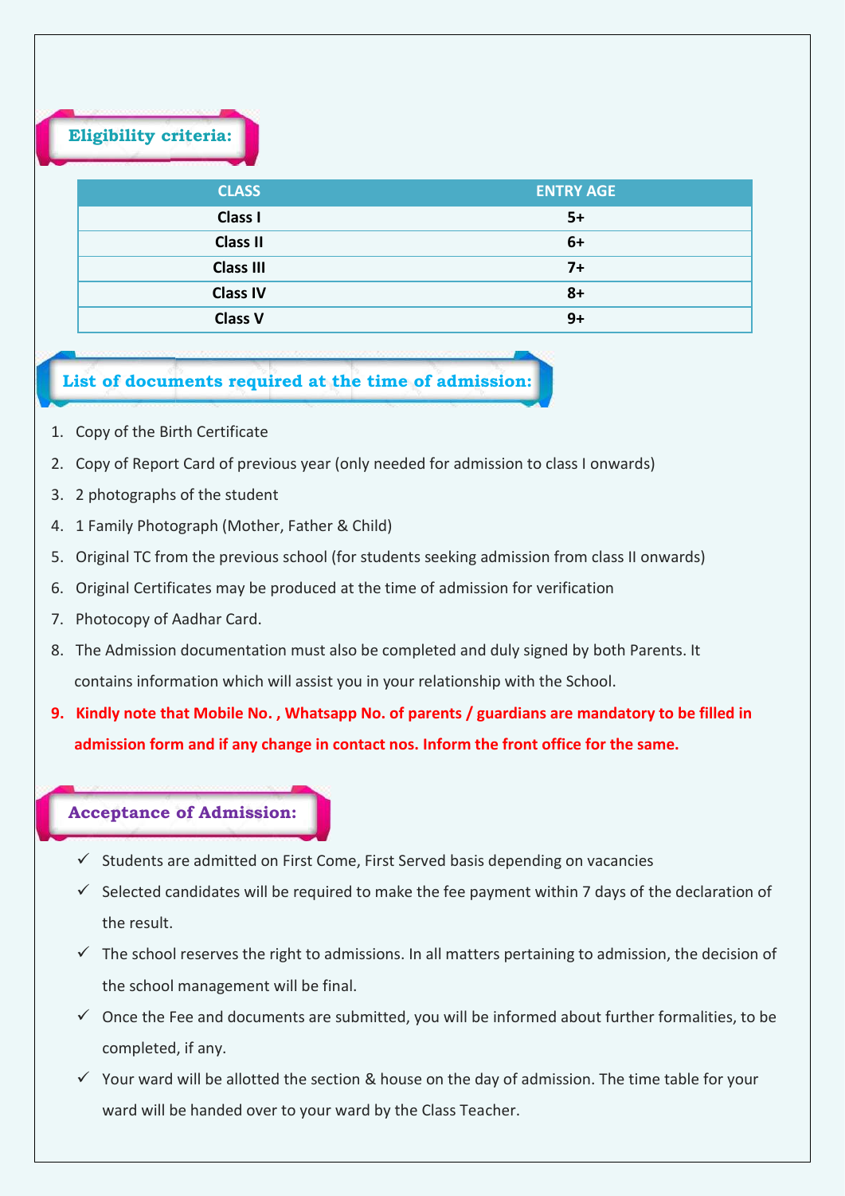## Eligibility criteria:

| CLASS | ENTRY AGE |
|---|---|
| **Class I** | **5+** |
| **Class II** | **6+** |
| **Class III** | **7+** |
| **Class IV** | **8+** |
| **Class V** | **9+** |

## List of documents required at the time of admission:

1. Copy of the Birth Certificate
2. Copy of Report Card of previous year (only needed for admission to class I onwards)
3. 2 photographs of the student
4. 1 Family Photograph (Mother, Father & Child)
5. Original TC from the previous school (for students seeking admission from class II onwards)
6. Original Certificates may be produced at the time of admission for verification
7. Photocopy of Aadhar Card.
8. The Admission documentation must also be completed and duly signed by both Parents. It contains information which will assist you in your relationship with the School.
9. **Kindly note that Mobile No. , Whatsapp No. of parents / guardians are mandatory to be filled in admission form and if any change in contact nos. Inform the front office for the same.**

## Acceptance of Admission:

- ✓ Students are admitted on First Come, First Served basis depending on vacancies
- ✓ Selected candidates will be required to make the fee payment within 7 days of the declaration of the result.
- ✓ The school reserves the right to admissions. In all matters pertaining to admission, the decision of the school management will be final.
- ✓ Once the Fee and documents are submitted, you will be informed about further formalities, to be completed, if any.
- ✓ Your ward will be allotted the section & house on the day of admission. The time table for your ward will be handed over to your ward by the Class Teacher.